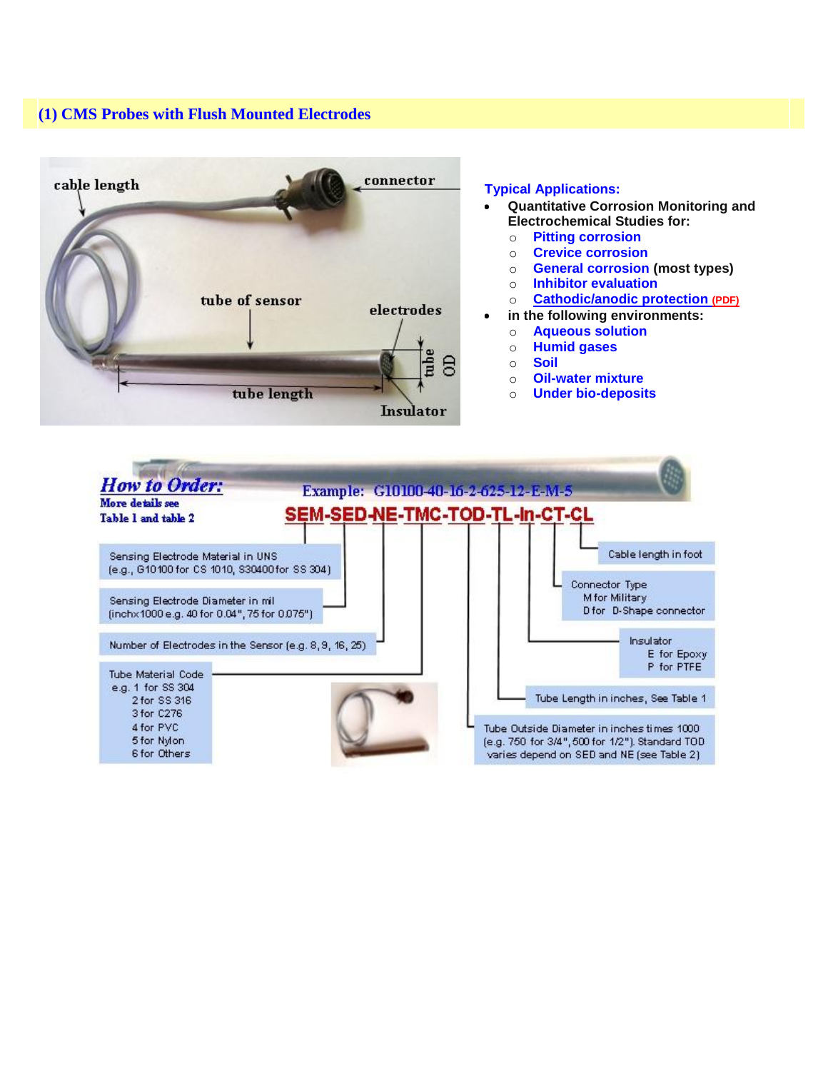## (1) CMS Probes with Flush Mounted Electrodes

cable length

connector

tube of sensor

electrodes

tube OD

tube length

Insulator

**Typical Applications:**

- **Quantitative Corrosion Monitoring and Electrochemical Studies for:**
  - Pitting corrosion
  - Crevice corrosion
  - General corrosion (most types)
  - Inhibitor evaluation
  - Cathodic/anodic protection (PDF)
- **in the following environments:**
  - Aqueous solution
  - Humid gases
  - Soil
  - Oil-water mixture
  - Under bio-deposits

***How to Order:***

**More details see Table 1 and table 2**

Example: G10100-40-16-2-625-12-E-M-5

**SEM-SED-NE-TMC-TOD-TL-In-CT-CL**

- **SEM**: Sensing Electrode Material in UNS (e.g., G10100 for CS 1010, S30400 for SS 304)
- **SED**: Sensing Electrode Diameter in mil (inchx1000 e.g. 40 for 0.04", 75 for 0.075")
- **NE**: Number of Electrodes in the Sensor (e.g. 8, 9, 16, 25)
- **TMC**: Tube Material Code
  - e.g. 1 for SS 304
  - 2 for SS 316
  - 3 for C276
  - 4 for PVC
  - 5 for Nylon
  - 6 for Others
- **TOD**: Tube Outside Diameter in inches times 1000 (e.g. 750 for 3/4", 500 for 1/2"). Standard TOD varies depend on SED and NE (see Table 2)
- **TL**: Tube Length in inches, See Table 1
- **In**: Insulator
  - E for Epoxy
  - P for PTFE
- **CT**: Connector Type
  - M for Military
  - D for D-Shape connector
- **CL**: Cable length in foot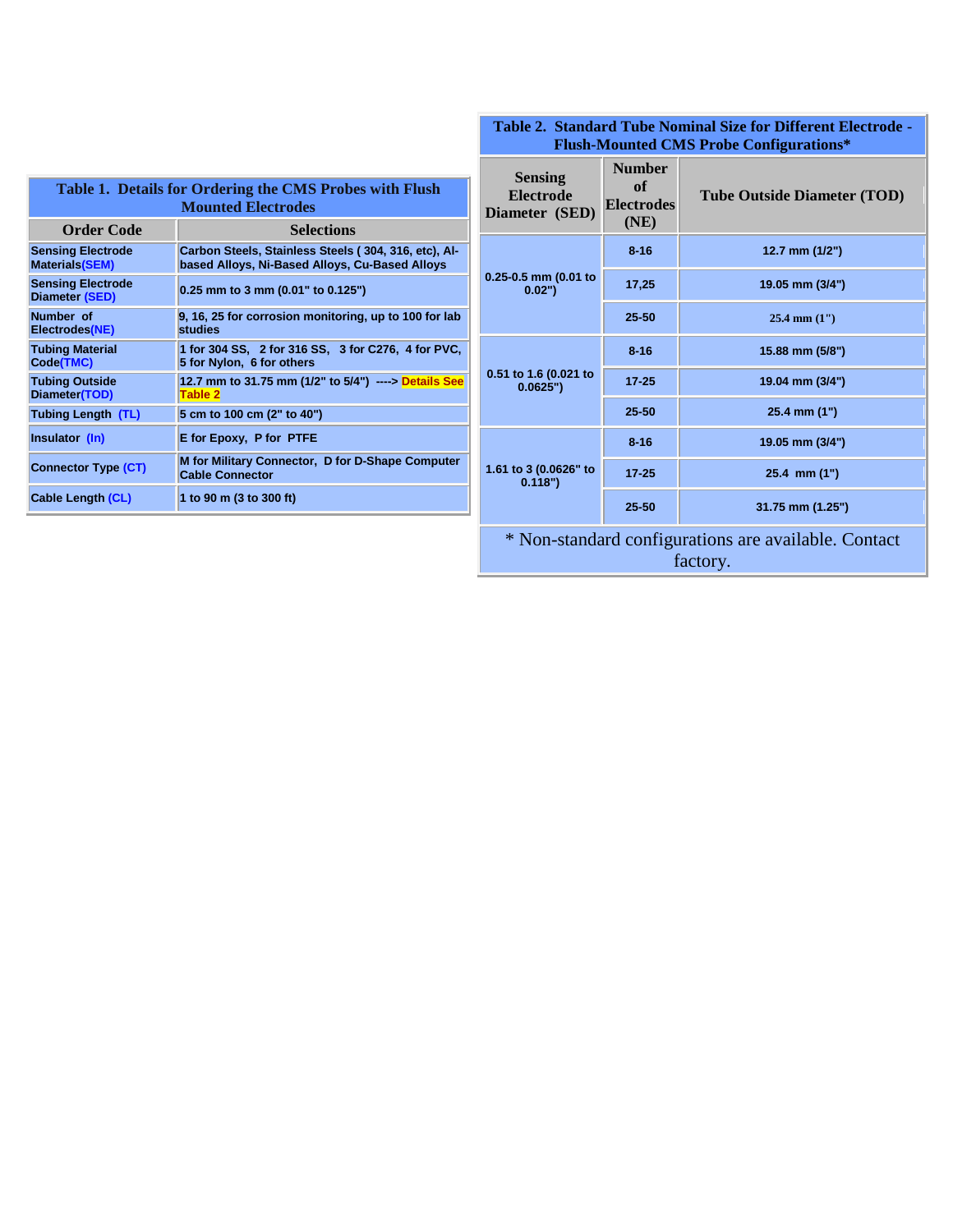**Table 1. Details for Ordering the CMS Probes with Flush Mounted Electrodes**

| Order Code | Selections |
|---|---|
| Sensing Electrode Materials(SEM) | Carbon Steels, Stainless Steels ( 304, 316, etc), Al-based Alloys, Ni-Based Alloys, Cu-Based Alloys |
| Sensing Electrode Diameter (SED) | 0.25 mm to 3 mm (0.01" to 0.125") |
| Number of Electrodes(NE) | 9, 16, 25 for corrosion monitoring, up to 100 for lab studies |
| Tubing Material Code(TMC) | 1 for 304 SS, 2 for 316 SS, 3 for C276, 4 for PVC, 5 for Nylon, 6 for others |
| Tubing Outside Diameter(TOD) | 12.7 mm to 31.75 mm (1/2" to 5/4") ----> Details See Table 2 |
| Tubing Length (TL) | 5 cm to 100 cm (2" to 40") |
| Insulator (In) | E for Epoxy, P for PTFE |
| Connector Type (CT) | M for Military Connector, D for D-Shape Computer Cable Connector |
| Cable Length (CL) | 1 to 90 m (3 to 300 ft) |

**Table 2. Standard Tube Nominal Size for Different Electrode - Flush-Mounted CMS Probe Configurations***

| Sensing Electrode Diameter (SED) | Number of Electrodes (NE) | Tube Outside Diameter (TOD) |
|---|---|---|
| 0.25-0.5 mm (0.01 to 0.02") | 8-16 | 12.7 mm (1/2") |
| | 17,25 | 19.05 mm (3/4") |
| | 25-50 | 25.4 mm (1") |
| 0.51 to 1.6 (0.021 to 0.0625") | 8-16 | 15.88 mm (5/8") |
| | 17-25 | 19.04 mm (3/4") |
| | 25-50 | 25.4 mm (1") |
| 1.61 to 3 (0.0626" to 0.118") | 8-16 | 19.05 mm (3/4") |
| | 17-25 | 25.4 mm (1") |
| | 25-50 | 31.75 mm (1.25") |

* Non-standard configurations are available. Contact factory.